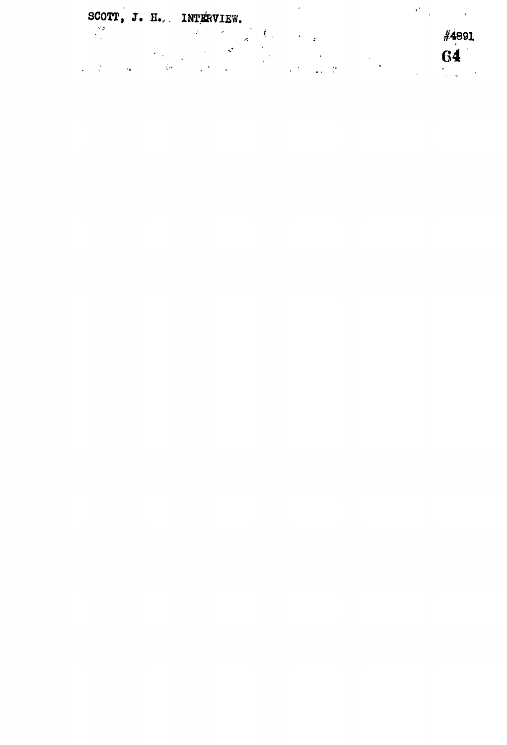SCOTT, J. H. INTERVIEW.

#4891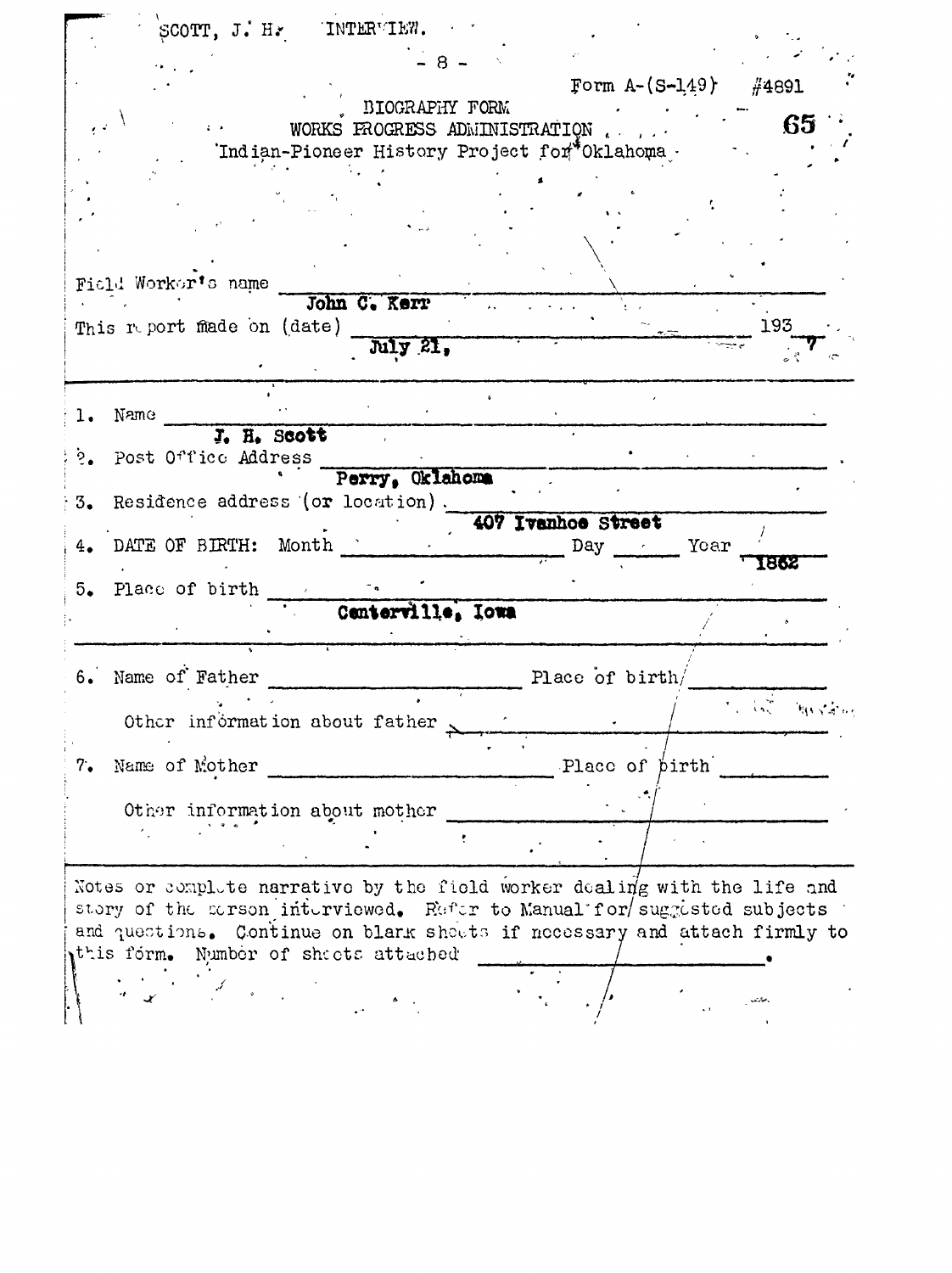SCOTT, J. H. INTERVIEW.

Form A-(S-149) #4891

65

BIOGRAPHY FORM
WORKS PROGRESS ADMINISTRATION
Indian-Pioneer History Project for Oklahoma

Field Worker's name John C. Kerr

This report made on (date) July 21, 1937

1. Name J. H. Scott
2. Post Office Address Perry, Oklahoma
3. Residence address (or location). 407 Ivanhoe Street
4. DATE OF BIRTH: Month Day Year 1862
5. Place of birth Centerville, Iowa

6. Name of Father Place of birth

Other information about father

7. Name of Mother Place of birth

Other information about mother

Notes or complete narrative by the field worker dealing with the life and story of the person interviewed. Refer to Manual for suggested subjects and questions. Continue on blank sheets if necessary and attach firmly to this form. Number of sheets attached .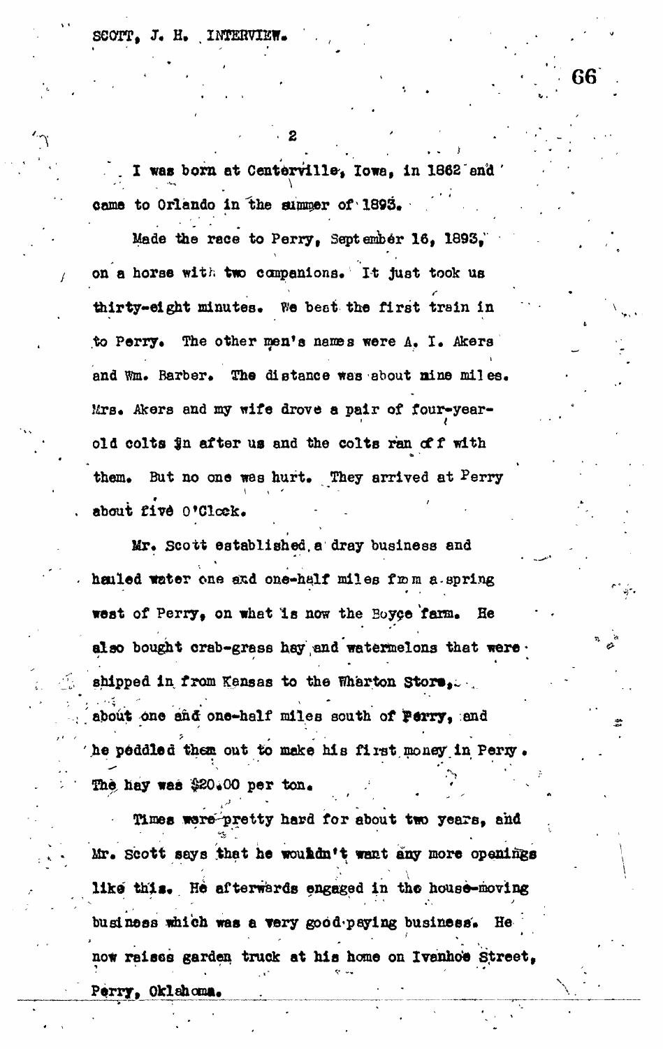I was born at Centerville, Iowa, in 1862 and came to Orlando in the summer of 1893.

Made the race to Perry, September 16, 1893, on a horse with two companions. It just took us thirty-eight minutes. We beat the first train in to Perry. The other men's names were A. I. Akers and Wm. Barber. The distance was about nine miles. Mrs. Akers and my wife drove a pair of four-year-old colts in after us and the colts ran off with them. But no one was hurt. They arrived at Perry about five O'Clock.

Mr. Scott established a dray business and hauled water one and one-half miles from a spring west of Perry, on what is now the Boyce farm. He also bought crab-grass hay and watermelons that were shipped in from Kansas to the Wharton Store, about one and one-half miles south of Perry, and he peddled them out to make his first money in Perry. The hay was $20.00 per ton.

Times were pretty hard for about two years, and Mr. Scott says that he wouldn't want any more openings like this. He afterwards engaged in the house-moving business which was a very good paying business. He now raises garden truck at his home on Ivanhoe Street, Perry, Oklahoma.